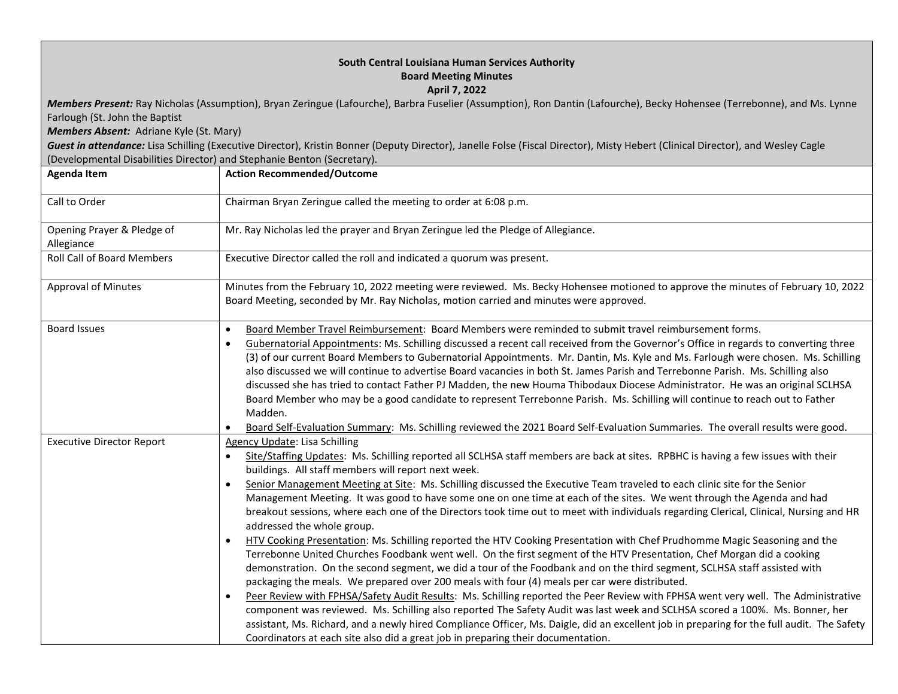**South Central Louisiana Human Services Authority**
**Board Meeting Minutes**
**April 7, 2022**

***Members Present:*** Ray Nicholas (Assumption), Bryan Zeringue (Lafourche), Barbra Fuselier (Assumption), Ron Dantin (Lafourche), Becky Hohensee (Terrebonne), and Ms. Lynne Farlough (St. John the Baptist

***Members Absent:*** Adriane Kyle (St. Mary)

***Guest in attendance:*** Lisa Schilling (Executive Director), Kristin Bonner (Deputy Director), Janelle Folse (Fiscal Director), Misty Hebert (Clinical Director), and Wesley Cagle (Developmental Disabilities Director) and Stephanie Benton (Secretary).

| **Agenda Item** | **Action Recommended/Outcome** |
|---|---|
| Call to Order | Chairman Bryan Zeringue called the meeting to order at 6:08 p.m. |
| Opening Prayer & Pledge of Allegiance | Mr. Ray Nicholas led the prayer and Bryan Zeringue led the Pledge of Allegiance. |
| Roll Call of Board Members | Executive Director called the roll and indicated a quorum was present. |
| Approval of Minutes | Minutes from the February 10, 2022 meeting were reviewed. Ms. Becky Hohensee motioned to approve the minutes of February 10, 2022 Board Meeting, seconded by Mr. Ray Nicholas, motion carried and minutes were approved. |
| Board Issues | • Board Member Travel Reimbursement: Board Members were reminded to submit travel reimbursement forms.<br>• Gubernatorial Appointments: Ms. Schilling discussed a recent call received from the Governor's Office in regards to converting three (3) of our current Board Members to Gubernatorial Appointments. Mr. Dantin, Ms. Kyle and Ms. Farlough were chosen. Ms. Schilling also discussed we will continue to advertise Board vacancies in both St. James Parish and Terrebonne Parish. Ms. Schilling also discussed she has tried to contact Father PJ Madden, the new Houma Thibodaux Diocese Administrator. He was an original SCLHSA Board Member who may be a good candidate to represent Terrebonne Parish. Ms. Schilling will continue to reach out to Father Madden.<br>• Board Self-Evaluation Summary: Ms. Schilling reviewed the 2021 Board Self-Evaluation Summaries. The overall results were good. |
| Executive Director Report | Agency Update: Lisa Schilling<br>• Site/Staffing Updates: Ms. Schilling reported all SCLHSA staff members are back at sites. RPBHC is having a few issues with their buildings. All staff members will report next week.<br>• Senior Management Meeting at Site: Ms. Schilling discussed the Executive Team traveled to each clinic site for the Senior Management Meeting. It was good to have some one on one time at each of the sites. We went through the Agenda and had breakout sessions, where each one of the Directors took time out to meet with individuals regarding Clerical, Clinical, Nursing and HR addressed the whole group.<br>• HTV Cooking Presentation: Ms. Schilling reported the HTV Cooking Presentation with Chef Prudhomme Magic Seasoning and the Terrebonne United Churches Foodbank went well. On the first segment of the HTV Presentation, Chef Morgan did a cooking demonstration. On the second segment, we did a tour of the Foodbank and on the third segment, SCLHSA staff assisted with packaging the meals. We prepared over 200 meals with four (4) meals per car were distributed.<br>• Peer Review with FPHSA/Safety Audit Results: Ms. Schilling reported the Peer Review with FPHSA went very well. The Administrative component was reviewed. Ms. Schilling also reported The Safety Audit was last week and SCLHSA scored a 100%. Ms. Bonner, her assistant, Ms. Richard, and a newly hired Compliance Officer, Ms. Daigle, did an excellent job in preparing for the full audit. The Safety Coordinators at each site also did a great job in preparing their documentation. |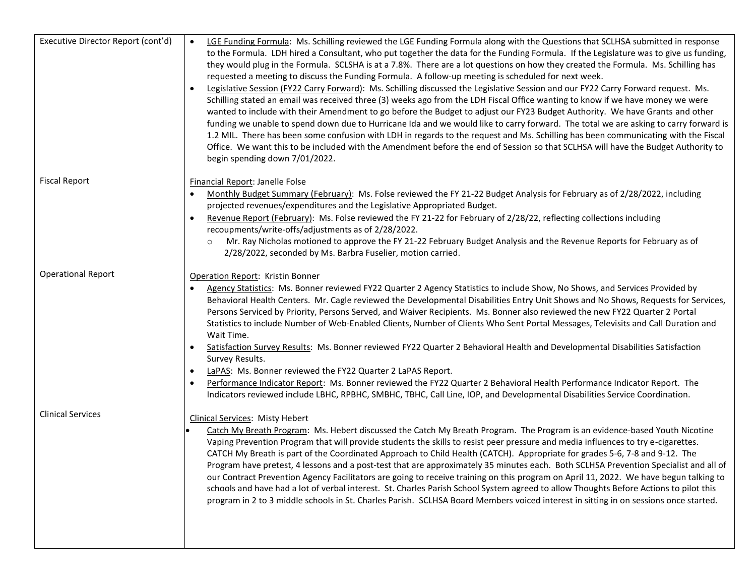| | |
|---|---|
| Executive Director Report (cont'd) | • LGE Funding Formula: Ms. Schilling reviewed the LGE Funding Formula along with the Questions that SCLHSA submitted in response to the Formula. LDH hired a Consultant, who put together the data for the Funding Formula. If the Legislature was to give us funding, they would plug in the Formula. SCLSHA is at a 7.8%. There are a lot questions on how they created the Formula. Ms. Schilling has requested a meeting to discuss the Funding Formula. A follow-up meeting is scheduled for next week.<br>• Legislative Session (FY22 Carry Forward): Ms. Schilling discussed the Legislative Session and our FY22 Carry Forward request. Ms. Schilling stated an email was received three (3) weeks ago from the LDH Fiscal Office wanting to know if we have money we were wanted to include with their Amendment to go before the Budget to adjust our FY23 Budget Authority. We have Grants and other funding we unable to spend down due to Hurricane Ida and we would like to carry forward. The total we are asking to carry forward is 1.2 MIL. There has been some confusion with LDH in regards to the request and Ms. Schilling has been communicating with the Fiscal Office. We want this to be included with the Amendment before the end of Session so that SCLHSA will have the Budget Authority to begin spending down 7/01/2022. |
| Fiscal Report | Financial Report: Janelle Folse<br>• Monthly Budget Summary (February): Ms. Folse reviewed the FY 21-22 Budget Analysis for February as of 2/28/2022, including projected revenues/expenditures and the Legislative Appropriated Budget.<br>• Revenue Report (February): Ms. Folse reviewed the FY 21-22 for February of 2/28/22, reflecting collections including recoupments/write-offs/adjustments as of 2/28/2022.<br>　○ Mr. Ray Nicholas motioned to approve the FY 21-22 February Budget Analysis and the Revenue Reports for February as of 2/28/2022, seconded by Ms. Barbra Fuselier, motion carried. |
| Operational Report | Operation Report: Kristin Bonner<br>• Agency Statistics: Ms. Bonner reviewed FY22 Quarter 2 Agency Statistics to include Show, No Shows, and Services Provided by Behavioral Health Centers. Mr. Cagle reviewed the Developmental Disabilities Entry Unit Shows and No Shows, Requests for Services, Persons Serviced by Priority, Persons Served, and Waiver Recipients. Ms. Bonner also reviewed the new FY22 Quarter 2 Portal Statistics to include Number of Web-Enabled Clients, Number of Clients Who Sent Portal Messages, Televisits and Call Duration and Wait Time.<br>• Satisfaction Survey Results: Ms. Bonner reviewed FY22 Quarter 2 Behavioral Health and Developmental Disabilities Satisfaction Survey Results.<br>• LaPAS: Ms. Bonner reviewed the FY22 Quarter 2 LaPAS Report.<br>• Performance Indicator Report: Ms. Bonner reviewed the FY22 Quarter 2 Behavioral Health Performance Indicator Report. The Indicators reviewed include LBHC, RPBHC, SMBHC, TBHC, Call Line, IOP, and Developmental Disabilities Service Coordination. |
| Clinical Services | Clinical Services: Misty Hebert<br>• Catch My Breath Program: Ms. Hebert discussed the Catch My Breath Program. The Program is an evidence-based Youth Nicotine Vaping Prevention Program that will provide students the skills to resist peer pressure and media influences to try e-cigarettes. CATCH My Breath is part of the Coordinated Approach to Child Health (CATCH). Appropriate for grades 5-6, 7-8 and 9-12. The Program have pretest, 4 lessons and a post-test that are approximately 35 minutes each. Both SCLHSA Prevention Specialist and all of our Contract Prevention Agency Facilitators are going to receive training on this program on April 11, 2022. We have begun talking to schools and have had a lot of verbal interest. St. Charles Parish School System agreed to allow Thoughts Before Actions to pilot this program in 2 to 3 middle schools in St. Charles Parish. SCLHSA Board Members voiced interest in sitting in on sessions once started. |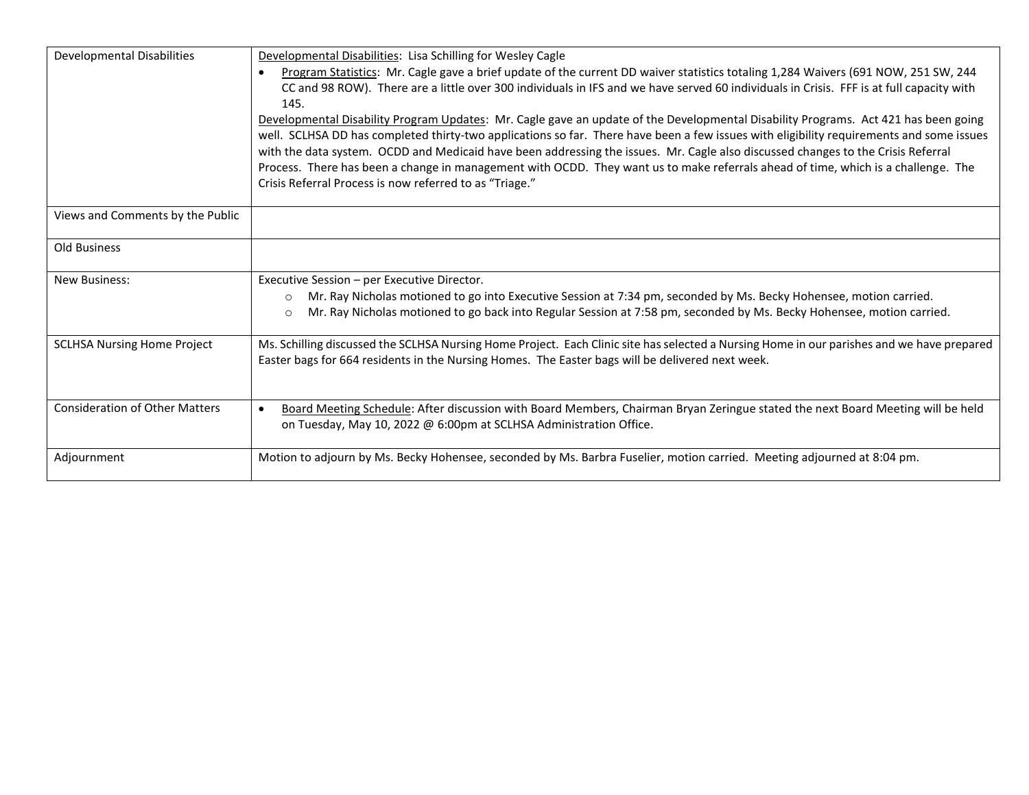| | |
|---|---|
| Developmental Disabilities | Developmental Disabilities: Lisa Schilling for Wesley Cagle<br>• Program Statistics: Mr. Cagle gave a brief update of the current DD waiver statistics totaling 1,284 Waivers (691 NOW, 251 SW, 244 CC and 98 ROW). There are a little over 300 individuals in IFS and we have served 60 individuals in Crisis. FFF is at full capacity with 145.<br>Developmental Disability Program Updates: Mr. Cagle gave an update of the Developmental Disability Programs. Act 421 has been going well. SCLHSA DD has completed thirty-two applications so far. There have been a few issues with eligibility requirements and some issues with the data system. OCDD and Medicaid have been addressing the issues. Mr. Cagle also discussed changes to the Crisis Referral Process. There has been a change in management with OCDD. They want us to make referrals ahead of time, which is a challenge. The Crisis Referral Process is now referred to as "Triage." |
| Views and Comments by the Public | |
| Old Business | |
| New Business: | Executive Session – per Executive Director.<br>○ Mr. Ray Nicholas motioned to go into Executive Session at 7:34 pm, seconded by Ms. Becky Hohensee, motion carried.<br>○ Mr. Ray Nicholas motioned to go back into Regular Session at 7:58 pm, seconded by Ms. Becky Hohensee, motion carried. |
| SCLHSA Nursing Home Project | Ms. Schilling discussed the SCLHSA Nursing Home Project. Each Clinic site has selected a Nursing Home in our parishes and we have prepared Easter bags for 664 residents in the Nursing Homes. The Easter bags will be delivered next week. |
| Consideration of Other Matters | • Board Meeting Schedule: After discussion with Board Members, Chairman Bryan Zeringue stated the next Board Meeting will be held on Tuesday, May 10, 2022 @ 6:00pm at SCLHSA Administration Office. |
| Adjournment | Motion to adjourn by Ms. Becky Hohensee, seconded by Ms. Barbra Fuselier, motion carried. Meeting adjourned at 8:04 pm. |